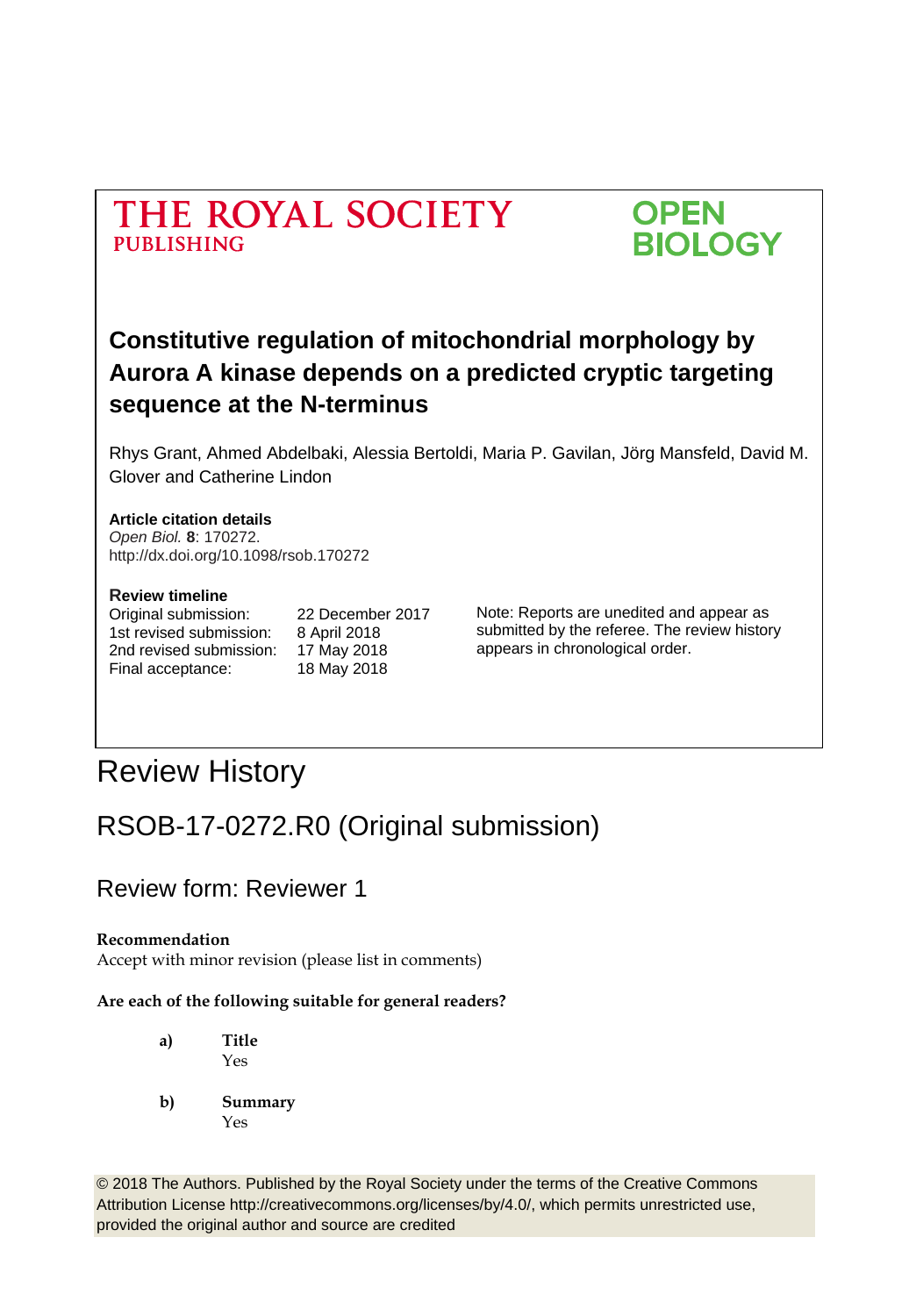THE ROYAL SOCIETY
PUBLISHING

OPEN
BIOLOGY

# Constitutive regulation of mitochondrial morphology by Aurora A kinase depends on a predicted cryptic targeting sequence at the N-terminus

Rhys Grant, Ahmed Abdelbaki, Alessia Bertoldi, Maria P. Gavilan, Jörg Mansfeld, David M. Glover and Catherine Lindon

**Article citation details**
*Open Biol.* **8**: 170272.
http://dx.doi.org/10.1098/rsob.170272

**Review timeline**

| | |
|---|---|
| Original submission: | 22 December 2017 |
| 1st revised submission: | 8 April 2018 |
| 2nd revised submission: | 17 May 2018 |
| Final acceptance: | 18 May 2018 |

Note: Reports are unedited and appear as submitted by the referee. The review history appears in chronological order.

# Review History

## RSOB-17-0272.R0 (Original submission)

### Review form: Reviewer 1

**Recommendation**
Accept with minor revision (please list in comments)

**Are each of the following suitable for general readers?**

a) **Title**
Yes

b) **Summary**
Yes

© 2018 The Authors. Published by the Royal Society under the terms of the Creative Commons Attribution License http://creativecommons.org/licenses/by/4.0/, which permits unrestricted use, provided the original author and source are credited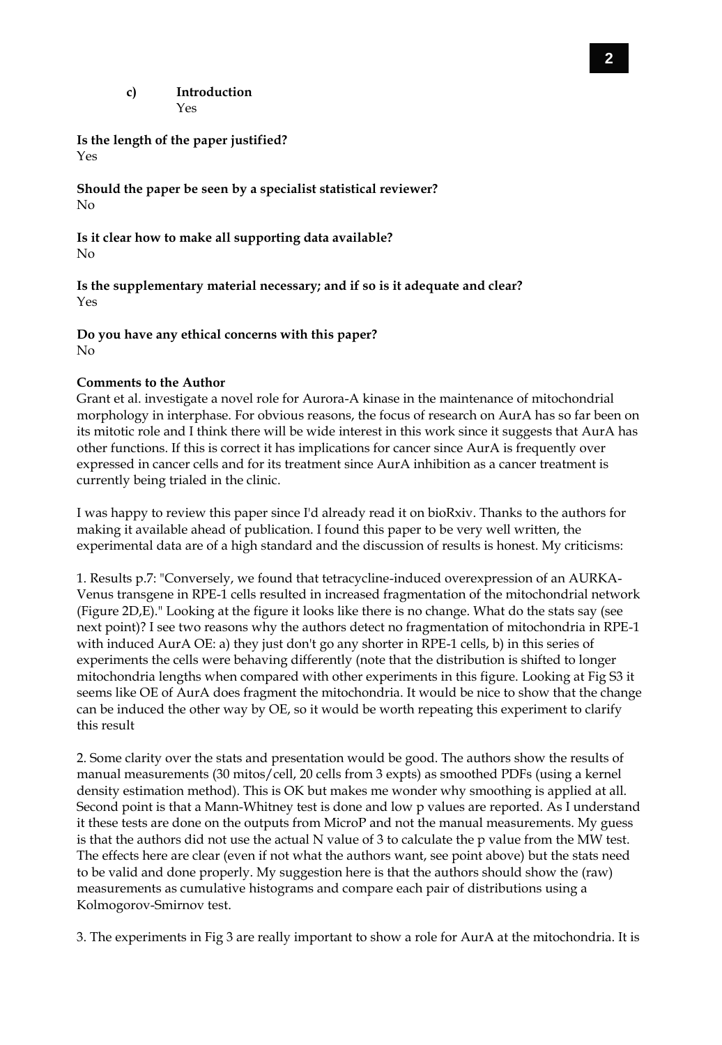**c) Introduction**
Yes

**Is the length of the paper justified?**
Yes

**Should the paper be seen by a specialist statistical reviewer?**
No

**Is it clear how to make all supporting data available?**
No

**Is the supplementary material necessary; and if so is it adequate and clear?**
Yes

**Do you have any ethical concerns with this paper?**
No

**Comments to the Author**
Grant et al. investigate a novel role for Aurora-A kinase in the maintenance of mitochondrial morphology in interphase. For obvious reasons, the focus of research on AurA has so far been on its mitotic role and I think there will be wide interest in this work since it suggests that AurA has other functions. If this is correct it has implications for cancer since AurA is frequently over expressed in cancer cells and for its treatment since AurA inhibition as a cancer treatment is currently being trialed in the clinic.

I was happy to review this paper since I'd already read it on bioRxiv. Thanks to the authors for making it available ahead of publication. I found this paper to be very well written, the experimental data are of a high standard and the discussion of results is honest. My criticisms:

1. Results p.7: "Conversely, we found that tetracycline-induced overexpression of an AURKA-Venus transgene in RPE-1 cells resulted in increased fragmentation of the mitochondrial network (Figure 2D,E)." Looking at the figure it looks like there is no change. What do the stats say (see next point)? I see two reasons why the authors detect no fragmentation of mitochondria in RPE-1 with induced AurA OE: a) they just don't go any shorter in RPE-1 cells, b) in this series of experiments the cells were behaving differently (note that the distribution is shifted to longer mitochondria lengths when compared with other experiments in this figure. Looking at Fig S3 it seems like OE of AurA does fragment the mitochondria. It would be nice to show that the change can be induced the other way by OE, so it would be worth repeating this experiment to clarify this result

2. Some clarity over the stats and presentation would be good. The authors show the results of manual measurements (30 mitos/cell, 20 cells from 3 expts) as smoothed PDFs (using a kernel density estimation method). This is OK but makes me wonder why smoothing is applied at all. Second point is that a Mann-Whitney test is done and low p values are reported. As I understand it these tests are done on the outputs from MicroP and not the manual measurements. My guess is that the authors did not use the actual N value of 3 to calculate the p value from the MW test. The effects here are clear (even if not what the authors want, see point above) but the stats need to be valid and done properly. My suggestion here is that the authors should show the (raw) measurements as cumulative histograms and compare each pair of distributions using a Kolmogorov-Smirnov test.

3. The experiments in Fig 3 are really important to show a role for AurA at the mitochondria. It is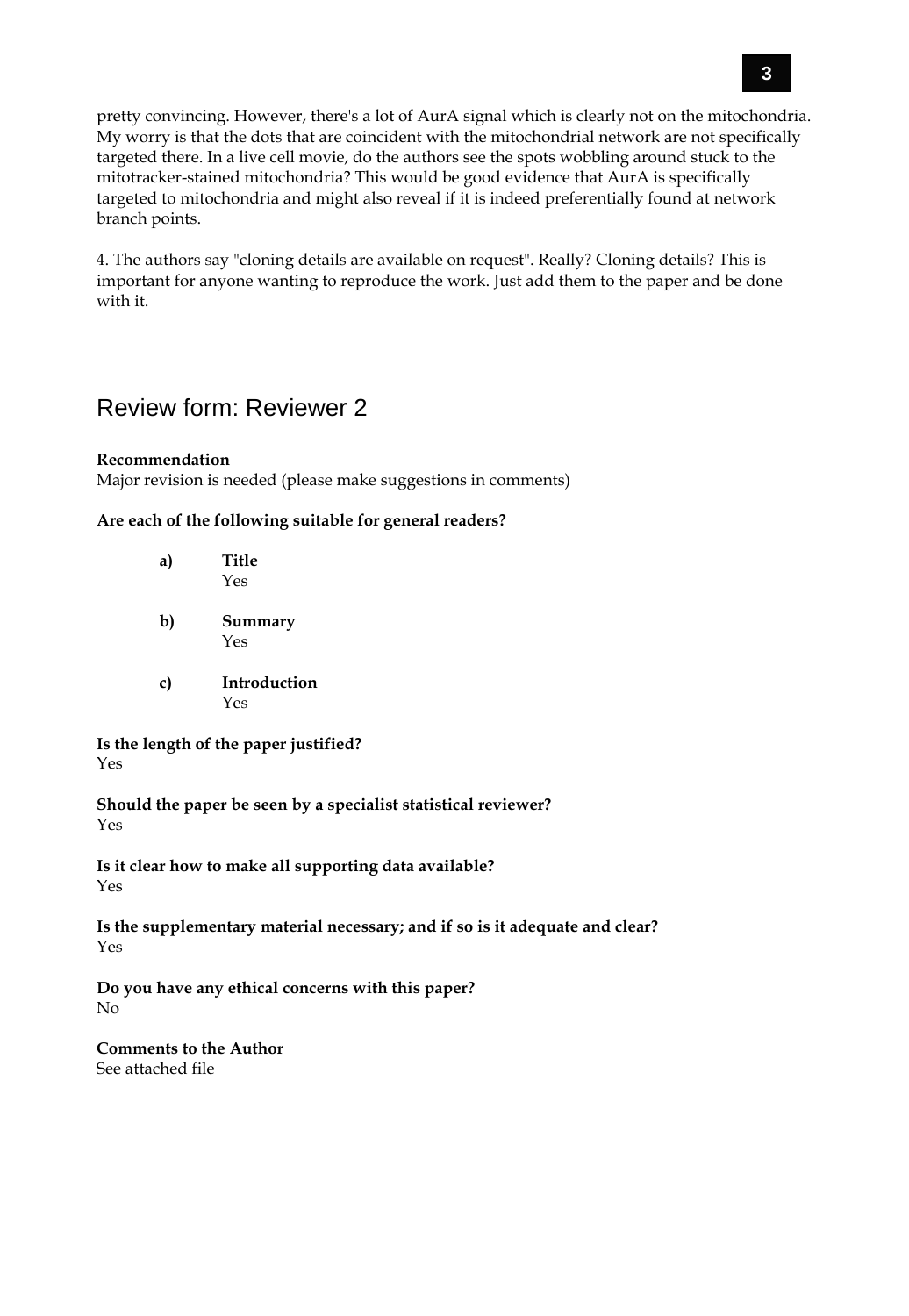pretty convincing. However, there's a lot of AurA signal which is clearly not on the mitochondria. My worry is that the dots that are coincident with the mitochondrial network are not specifically targeted there. In a live cell movie, do the authors see the spots wobbling around stuck to the mitotracker-stained mitochondria? This would be good evidence that AurA is specifically targeted to mitochondria and might also reveal if it is indeed preferentially found at network branch points.

4. The authors say "cloning details are available on request". Really? Cloning details? This is important for anyone wanting to reproduce the work. Just add them to the paper and be done with it.

## Review form: Reviewer 2

**Recommendation**
Major revision is needed (please make suggestions in comments)

**Are each of the following suitable for general readers?**

a) **Title**
Yes

b) **Summary**
Yes

c) **Introduction**
Yes

**Is the length of the paper justified?**
Yes

**Should the paper be seen by a specialist statistical reviewer?**
Yes

**Is it clear how to make all supporting data available?**
Yes

**Is the supplementary material necessary; and if so is it adequate and clear?**
Yes

**Do you have any ethical concerns with this paper?**
No

**Comments to the Author**
See attached file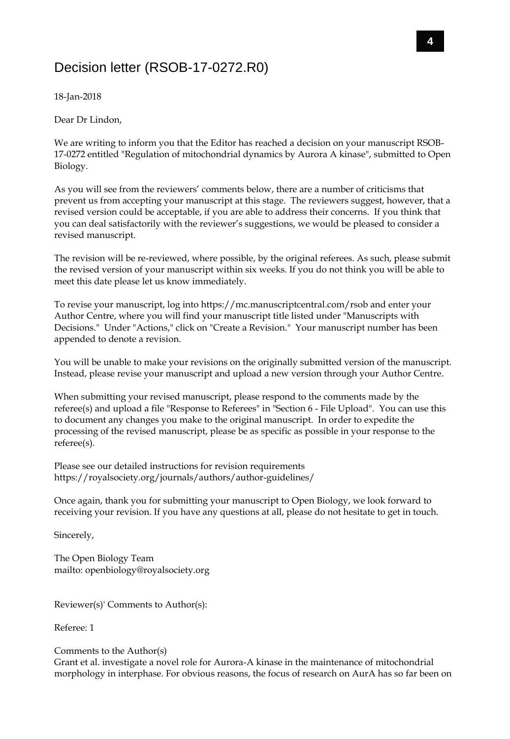# Decision letter (RSOB-17-0272.R0)

18-Jan-2018

Dear Dr Lindon,

We are writing to inform you that the Editor has reached a decision on your manuscript RSOB-17-0272 entitled "Regulation of mitochondrial dynamics by Aurora A kinase", submitted to Open Biology.

As you will see from the reviewers' comments below, there are a number of criticisms that prevent us from accepting your manuscript at this stage. The reviewers suggest, however, that a revised version could be acceptable, if you are able to address their concerns. If you think that you can deal satisfactorily with the reviewer's suggestions, we would be pleased to consider a revised manuscript.

The revision will be re-reviewed, where possible, by the original referees. As such, please submit the revised version of your manuscript within six weeks. If you do not think you will be able to meet this date please let us know immediately.

To revise your manuscript, log into https://mc.manuscriptcentral.com/rsob and enter your Author Centre, where you will find your manuscript title listed under "Manuscripts with Decisions." Under "Actions," click on "Create a Revision." Your manuscript number has been appended to denote a revision.

You will be unable to make your revisions on the originally submitted version of the manuscript. Instead, please revise your manuscript and upload a new version through your Author Centre.

When submitting your revised manuscript, please respond to the comments made by the referee(s) and upload a file "Response to Referees" in "Section 6 - File Upload". You can use this to document any changes you make to the original manuscript. In order to expedite the processing of the revised manuscript, please be as specific as possible in your response to the referee(s).

Please see our detailed instructions for revision requirements
https://royalsociety.org/journals/authors/author-guidelines/

Once again, thank you for submitting your manuscript to Open Biology, we look forward to receiving your revision. If you have any questions at all, please do not hesitate to get in touch.

Sincerely,

The Open Biology Team
mailto: openbiology@royalsociety.org

Reviewer(s)' Comments to Author(s):

Referee: 1

Comments to the Author(s)
Grant et al. investigate a novel role for Aurora-A kinase in the maintenance of mitochondrial morphology in interphase. For obvious reasons, the focus of research on AurA has so far been on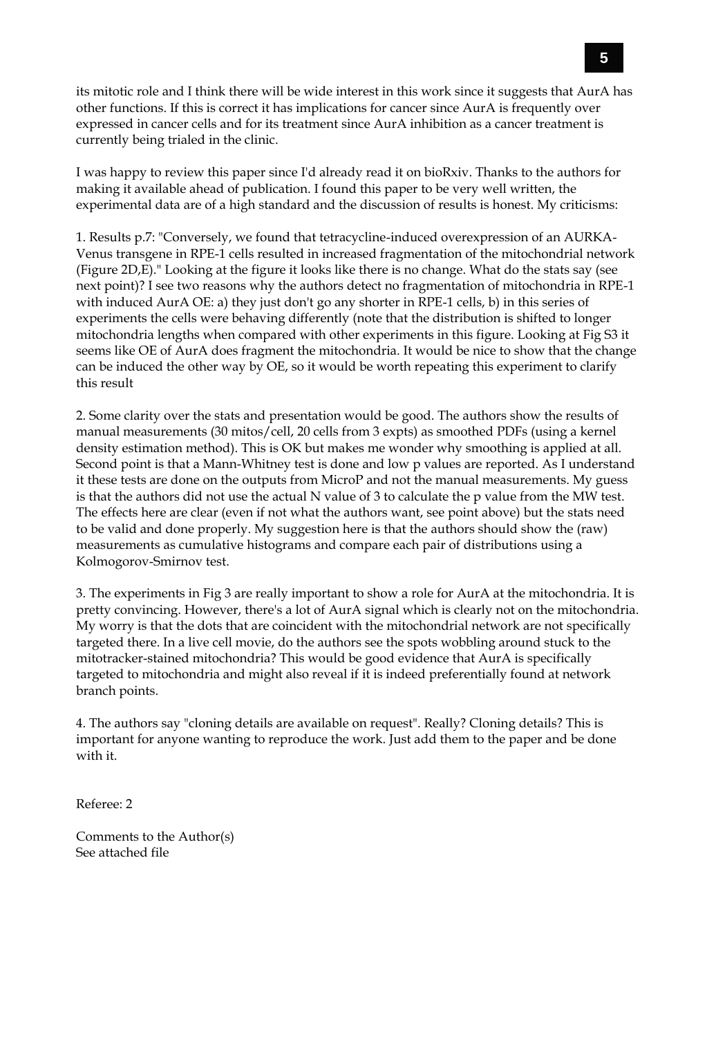its mitotic role and I think there will be wide interest in this work since it suggests that AurA has other functions. If this is correct it has implications for cancer since AurA is frequently over expressed in cancer cells and for its treatment since AurA inhibition as a cancer treatment is currently being trialed in the clinic.

I was happy to review this paper since I'd already read it on bioRxiv. Thanks to the authors for making it available ahead of publication. I found this paper to be very well written, the experimental data are of a high standard and the discussion of results is honest. My criticisms:

1. Results p.7: "Conversely, we found that tetracycline-induced overexpression of an AURKA-Venus transgene in RPE-1 cells resulted in increased fragmentation of the mitochondrial network (Figure 2D,E)." Looking at the figure it looks like there is no change. What do the stats say (see next point)? I see two reasons why the authors detect no fragmentation of mitochondria in RPE-1 with induced AurA OE: a) they just don't go any shorter in RPE-1 cells, b) in this series of experiments the cells were behaving differently (note that the distribution is shifted to longer mitochondria lengths when compared with other experiments in this figure. Looking at Fig S3 it seems like OE of AurA does fragment the mitochondria. It would be nice to show that the change can be induced the other way by OE, so it would be worth repeating this experiment to clarify this result

2. Some clarity over the stats and presentation would be good. The authors show the results of manual measurements (30 mitos/cell, 20 cells from 3 expts) as smoothed PDFs (using a kernel density estimation method). This is OK but makes me wonder why smoothing is applied at all. Second point is that a Mann-Whitney test is done and low p values are reported. As I understand it these tests are done on the outputs from MicroP and not the manual measurements. My guess is that the authors did not use the actual N value of 3 to calculate the p value from the MW test. The effects here are clear (even if not what the authors want, see point above) but the stats need to be valid and done properly. My suggestion here is that the authors should show the (raw) measurements as cumulative histograms and compare each pair of distributions using a Kolmogorov-Smirnov test.

3. The experiments in Fig 3 are really important to show a role for AurA at the mitochondria. It is pretty convincing. However, there's a lot of AurA signal which is clearly not on the mitochondria. My worry is that the dots that are coincident with the mitochondrial network are not specifically targeted there. In a live cell movie, do the authors see the spots wobbling around stuck to the mitotracker-stained mitochondria? This would be good evidence that AurA is specifically targeted to mitochondria and might also reveal if it is indeed preferentially found at network branch points.

4. The authors say "cloning details are available on request". Really? Cloning details? This is important for anyone wanting to reproduce the work. Just add them to the paper and be done with it.

Referee: 2

Comments to the Author(s)
See attached file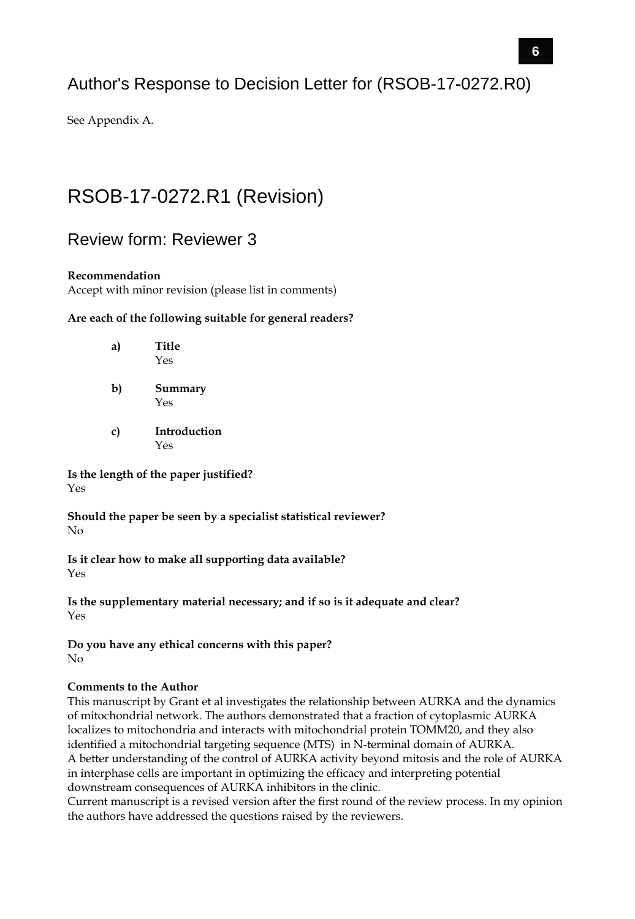# Author's Response to Decision Letter for (RSOB-17-0272.R0)

See Appendix A.

# RSOB-17-0272.R1 (Revision)

## Review form: Reviewer 3

**Recommendation**
Accept with minor revision (please list in comments)

**Are each of the following suitable for general readers?**

**a) Title**
Yes

**b) Summary**
Yes

**c) Introduction**
Yes

**Is the length of the paper justified?**
Yes

**Should the paper be seen by a specialist statistical reviewer?**
No

**Is it clear how to make all supporting data available?**
Yes

**Is the supplementary material necessary; and if so is it adequate and clear?**
Yes

**Do you have any ethical concerns with this paper?**
No

**Comments to the Author**
This manuscript by Grant et al investigates the relationship between AURKA and the dynamics of mitochondrial network. The authors demonstrated that a fraction of cytoplasmic AURKA localizes to mitochondria and interacts with mitochondrial protein TOMM20, and they also identified a mitochondrial targeting sequence (MTS) in N-terminal domain of AURKA.
A better understanding of the control of AURKA activity beyond mitosis and the role of AURKA in interphase cells are important in optimizing the efficacy and interpreting potential downstream consequences of AURKA inhibitors in the clinic.
Current manuscript is a revised version after the first round of the review process. In my opinion the authors have addressed the questions raised by the reviewers.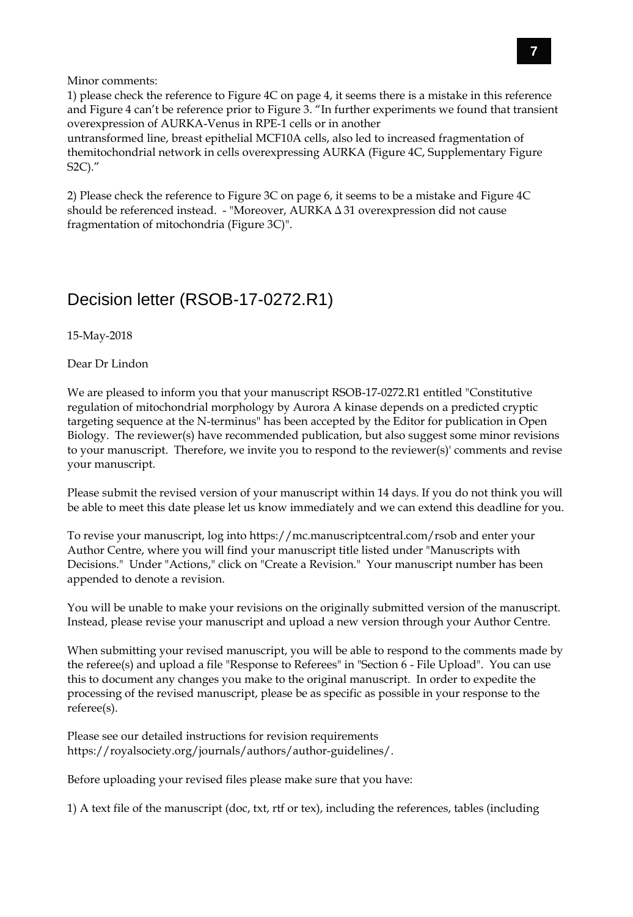Minor comments:

1) please check the reference to Figure 4C on page 4, it seems there is a mistake in this reference and Figure 4 can't be reference prior to Figure 3. "In further experiments we found that transient overexpression of AURKA-Venus in RPE-1 cells or in another
untransformed line, breast epithelial MCF10A cells, also led to increased fragmentation of themitochondrial network in cells overexpressing AURKA (Figure 4C, Supplementary Figure S2C)."

2) Please check the reference to Figure 3C on page 6, it seems to be a mistake and Figure 4C should be referenced instead. - "Moreover, AURKA Δ31 overexpression did not cause fragmentation of mitochondria (Figure 3C)".

## Decision letter (RSOB-17-0272.R1)

15-May-2018

Dear Dr Lindon

We are pleased to inform you that your manuscript RSOB-17-0272.R1 entitled "Constitutive regulation of mitochondrial morphology by Aurora A kinase depends on a predicted cryptic targeting sequence at the N-terminus" has been accepted by the Editor for publication in Open Biology. The reviewer(s) have recommended publication, but also suggest some minor revisions to your manuscript. Therefore, we invite you to respond to the reviewer(s)' comments and revise your manuscript.

Please submit the revised version of your manuscript within 14 days. If you do not think you will be able to meet this date please let us know immediately and we can extend this deadline for you.

To revise your manuscript, log into https://mc.manuscriptcentral.com/rsob and enter your Author Centre, where you will find your manuscript title listed under "Manuscripts with Decisions." Under "Actions," click on "Create a Revision." Your manuscript number has been appended to denote a revision.

You will be unable to make your revisions on the originally submitted version of the manuscript. Instead, please revise your manuscript and upload a new version through your Author Centre.

When submitting your revised manuscript, you will be able to respond to the comments made by the referee(s) and upload a file "Response to Referees" in "Section 6 - File Upload". You can use this to document any changes you make to the original manuscript. In order to expedite the processing of the revised manuscript, please be as specific as possible in your response to the referee(s).

Please see our detailed instructions for revision requirements https://royalsociety.org/journals/authors/author-guidelines/.

Before uploading your revised files please make sure that you have:

1) A text file of the manuscript (doc, txt, rtf or tex), including the references, tables (including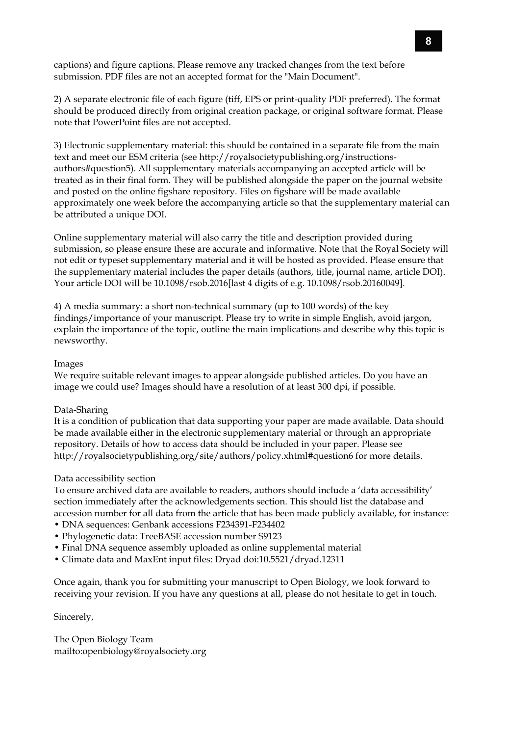captions) and figure captions. Please remove any tracked changes from the text before submission. PDF files are not an accepted format for the "Main Document".

2) A separate electronic file of each figure (tiff, EPS or print-quality PDF preferred). The format should be produced directly from original creation package, or original software format. Please note that PowerPoint files are not accepted.

3) Electronic supplementary material: this should be contained in a separate file from the main text and meet our ESM criteria (see http://royalsocietypublishing.org/instructions-authors#question5). All supplementary materials accompanying an accepted article will be treated as in their final form. They will be published alongside the paper on the journal website and posted on the online figshare repository. Files on figshare will be made available approximately one week before the accompanying article so that the supplementary material can be attributed a unique DOI.

Online supplementary material will also carry the title and description provided during submission, so please ensure these are accurate and informative. Note that the Royal Society will not edit or typeset supplementary material and it will be hosted as provided. Please ensure that the supplementary material includes the paper details (authors, title, journal name, article DOI). Your article DOI will be 10.1098/rsob.2016[last 4 digits of e.g. 10.1098/rsob.20160049].

4) A media summary: a short non-technical summary (up to 100 words) of the key findings/importance of your manuscript. Please try to write in simple English, avoid jargon, explain the importance of the topic, outline the main implications and describe why this topic is newsworthy.

Images
We require suitable relevant images to appear alongside published articles. Do you have an image we could use? Images should have a resolution of at least 300 dpi, if possible.

Data-Sharing
It is a condition of publication that data supporting your paper are made available. Data should be made available either in the electronic supplementary material or through an appropriate repository. Details of how to access data should be included in your paper. Please see http://royalsocietypublishing.org/site/authors/policy.xhtml#question6 for more details.

Data accessibility section
To ensure archived data are available to readers, authors should include a 'data accessibility' section immediately after the acknowledgements section. This should list the database and accession number for all data from the article that has been made publicly available, for instance:

- DNA sequences: Genbank accessions F234391-F234402
- Phylogenetic data: TreeBASE accession number S9123
- Final DNA sequence assembly uploaded as online supplemental material
- Climate data and MaxEnt input files: Dryad doi:10.5521/dryad.12311

Once again, thank you for submitting your manuscript to Open Biology, we look forward to receiving your revision. If you have any questions at all, please do not hesitate to get in touch.

Sincerely,

The Open Biology Team
mailto:openbiology@royalsociety.org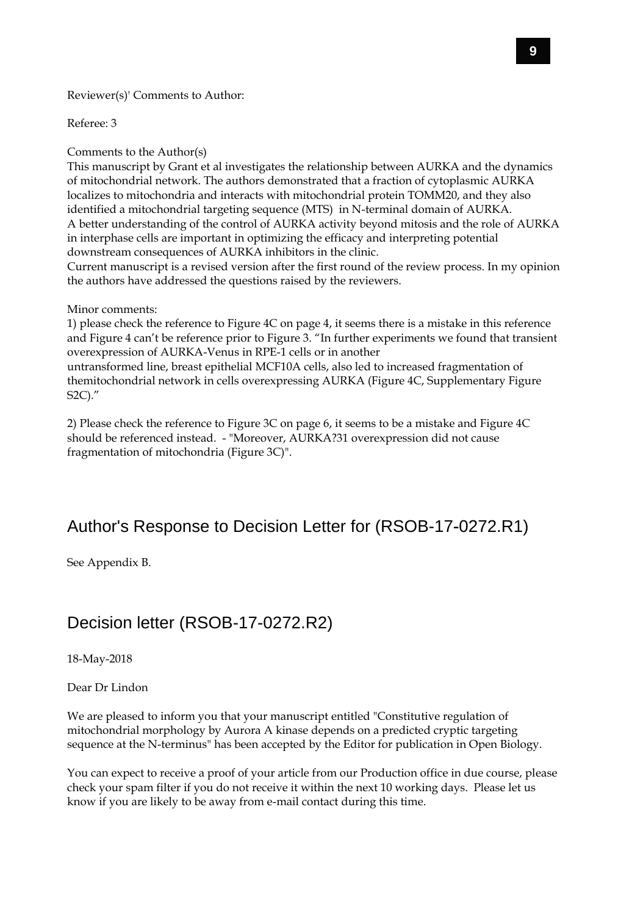Reviewer(s)' Comments to Author:

Referee: 3

Comments to the Author(s)
This manuscript by Grant et al investigates the relationship between AURKA and the dynamics of mitochondrial network. The authors demonstrated that a fraction of cytoplasmic AURKA localizes to mitochondria and interacts with mitochondrial protein TOMM20, and they also identified a mitochondrial targeting sequence (MTS) in N-terminal domain of AURKA.
A better understanding of the control of AURKA activity beyond mitosis and the role of AURKA in interphase cells are important in optimizing the efficacy and interpreting potential downstream consequences of AURKA inhibitors in the clinic.
Current manuscript is a revised version after the first round of the review process. In my opinion the authors have addressed the questions raised by the reviewers.

Minor comments:
1) please check the reference to Figure 4C on page 4, it seems there is a mistake in this reference and Figure 4 can't be reference prior to Figure 3. "In further experiments we found that transient overexpression of AURKA-Venus in RPE-1 cells or in another
untransformed line, breast epithelial MCF10A cells, also led to increased fragmentation of themitochondrial network in cells overexpressing AURKA (Figure 4C, Supplementary Figure S2C)."

2) Please check the reference to Figure 3C on page 6, it seems to be a mistake and Figure 4C should be referenced instead. - "Moreover, AURKA?31 overexpression did not cause fragmentation of mitochondria (Figure 3C)".

## Author's Response to Decision Letter for (RSOB-17-0272.R1)

See Appendix B.

## Decision letter (RSOB-17-0272.R2)

18-May-2018

Dear Dr Lindon

We are pleased to inform you that your manuscript entitled "Constitutive regulation of mitochondrial morphology by Aurora A kinase depends on a predicted cryptic targeting sequence at the N-terminus" has been accepted by the Editor for publication in Open Biology.

You can expect to receive a proof of your article from our Production office in due course, please check your spam filter if you do not receive it within the next 10 working days. Please let us know if you are likely to be away from e-mail contact during this time.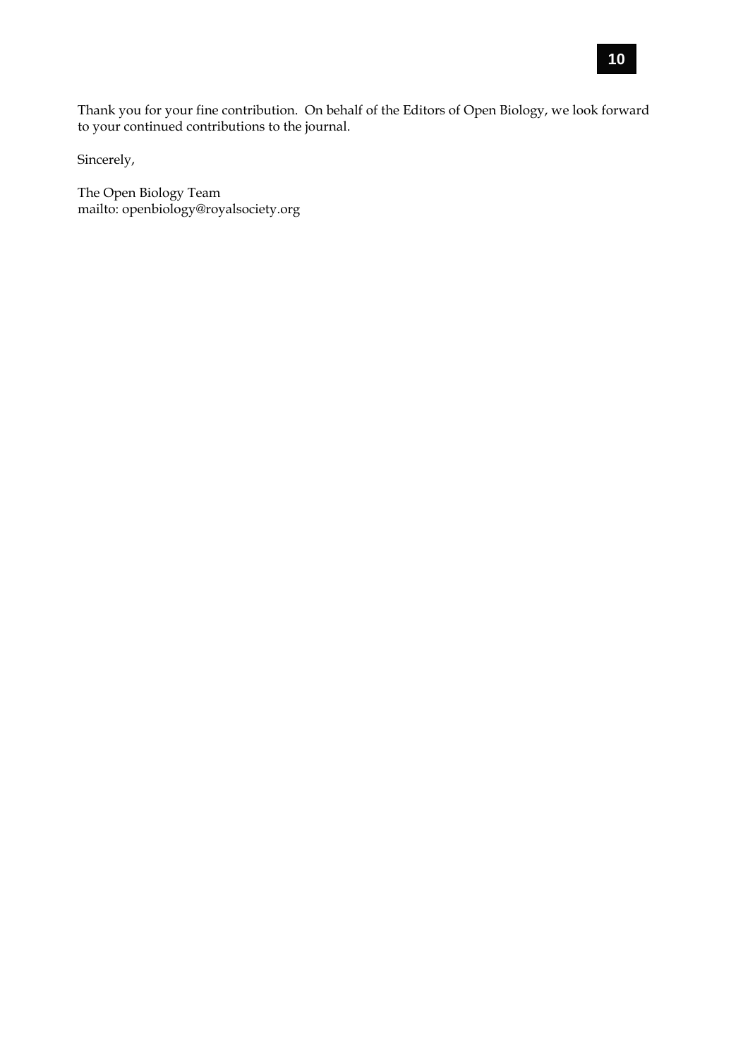Thank you for your fine contribution. On behalf of the Editors of Open Biology, we look forward to your continued contributions to the journal.

Sincerely,

The Open Biology Team
mailto: openbiology@royalsociety.org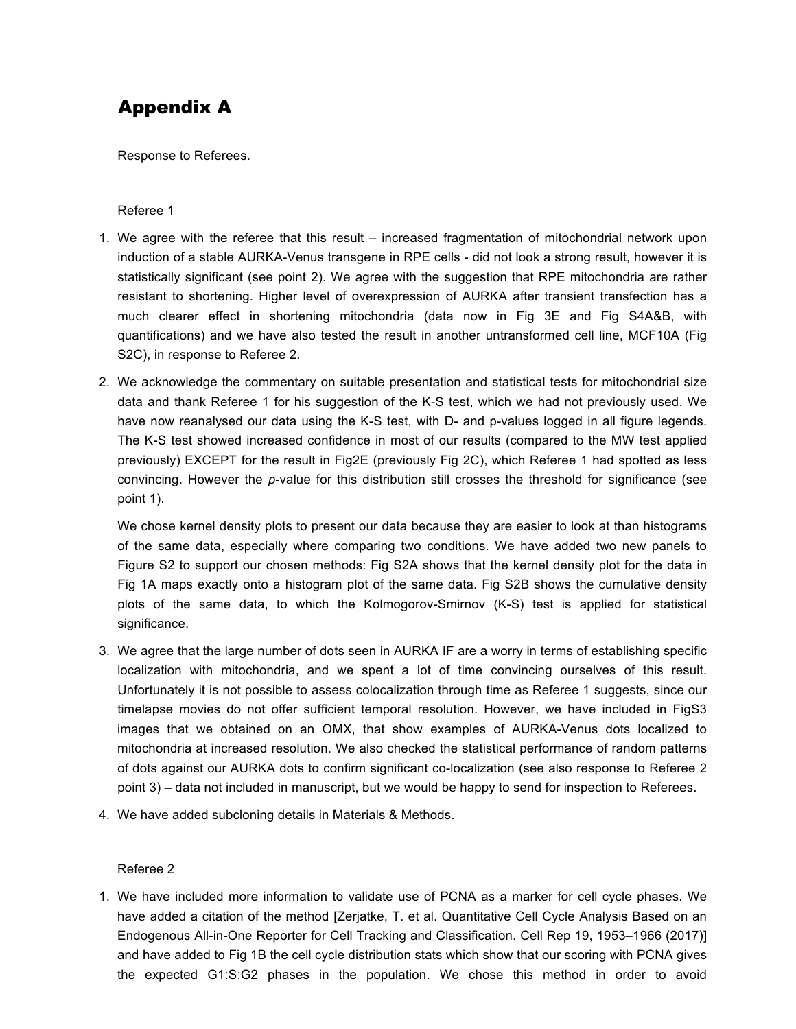# Appendix A

Response to Referees.

Referee 1

1. We agree with the referee that this result – increased fragmentation of mitochondrial network upon induction of a stable AURKA-Venus transgene in RPE cells - did not look a strong result, however it is statistically significant (see point 2). We agree with the suggestion that RPE mitochondria are rather resistant to shortening. Higher level of overexpression of AURKA after transient transfection has a much clearer effect in shortening mitochondria (data now in Fig 3E and Fig S4A&B, with quantifications) and we have also tested the result in another untransformed cell line, MCF10A (Fig S2C), in response to Referee 2.

2. We acknowledge the commentary on suitable presentation and statistical tests for mitochondrial size data and thank Referee 1 for his suggestion of the K-S test, which we had not previously used. We have now reanalysed our data using the K-S test, with D- and p-values logged in all figure legends. The K-S test showed increased confidence in most of our results (compared to the MW test applied previously) EXCEPT for the result in Fig2E (previously Fig 2C), which Referee 1 had spotted as less convincing. However the *p*-value for this distribution still crosses the threshold for significance (see point 1).

   We chose kernel density plots to present our data because they are easier to look at than histograms of the same data, especially where comparing two conditions. We have added two new panels to Figure S2 to support our chosen methods: Fig S2A shows that the kernel density plot for the data in Fig 1A maps exactly onto a histogram plot of the same data. Fig S2B shows the cumulative density plots of the same data, to which the Kolmogorov-Smirnov (K-S) test is applied for statistical significance.

3. We agree that the large number of dots seen in AURKA IF are a worry in terms of establishing specific localization with mitochondria, and we spent a lot of time convincing ourselves of this result. Unfortunately it is not possible to assess colocalization through time as Referee 1 suggests, since our timelapse movies do not offer sufficient temporal resolution. However, we have included in FigS3 images that we obtained on an OMX, that show examples of AURKA-Venus dots localized to mitochondria at increased resolution. We also checked the statistical performance of random patterns of dots against our AURKA dots to confirm significant co-localization (see also response to Referee 2 point 3) – data not included in manuscript, but we would be happy to send for inspection to Referees.

4. We have added subcloning details in Materials & Methods.

Referee 2

1. We have included more information to validate use of PCNA as a marker for cell cycle phases. We have added a citation of the method [Zerjatke, T. et al. Quantitative Cell Cycle Analysis Based on an Endogenous All-in-One Reporter for Cell Tracking and Classification. Cell Rep 19, 1953–1966 (2017)] and have added to Fig 1B the cell cycle distribution stats which show that our scoring with PCNA gives the expected G1:S:G2 phases in the population. We chose this method in order to avoid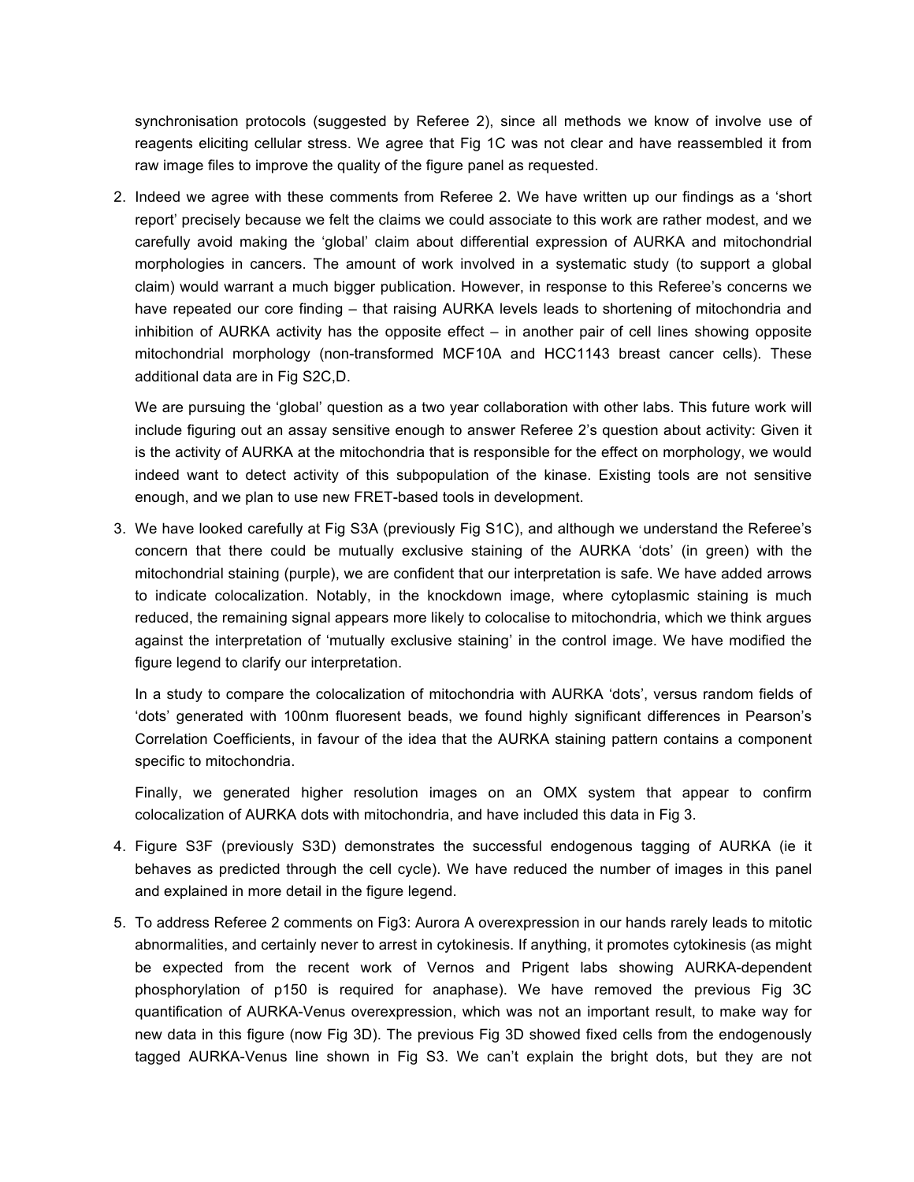synchronisation protocols (suggested by Referee 2), since all methods we know of involve use of reagents eliciting cellular stress. We agree that Fig 1C was not clear and have reassembled it from raw image files to improve the quality of the figure panel as requested.

2. Indeed we agree with these comments from Referee 2. We have written up our findings as a 'short report' precisely because we felt the claims we could associate to this work are rather modest, and we carefully avoid making the 'global' claim about differential expression of AURKA and mitochondrial morphologies in cancers. The amount of work involved in a systematic study (to support a global claim) would warrant a much bigger publication. However, in response to this Referee's concerns we have repeated our core finding – that raising AURKA levels leads to shortening of mitochondria and inhibition of AURKA activity has the opposite effect – in another pair of cell lines showing opposite mitochondrial morphology (non-transformed MCF10A and HCC1143 breast cancer cells). These additional data are in Fig S2C,D.

   We are pursuing the 'global' question as a two year collaboration with other labs. This future work will include figuring out an assay sensitive enough to answer Referee 2's question about activity: Given it is the activity of AURKA at the mitochondria that is responsible for the effect on morphology, we would indeed want to detect activity of this subpopulation of the kinase. Existing tools are not sensitive enough, and we plan to use new FRET-based tools in development.

3. We have looked carefully at Fig S3A (previously Fig S1C), and although we understand the Referee's concern that there could be mutually exclusive staining of the AURKA 'dots' (in green) with the mitochondrial staining (purple), we are confident that our interpretation is safe. We have added arrows to indicate colocalization. Notably, in the knockdown image, where cytoplasmic staining is much reduced, the remaining signal appears more likely to colocalise to mitochondria, which we think argues against the interpretation of 'mutually exclusive staining' in the control image. We have modified the figure legend to clarify our interpretation.

   In a study to compare the colocalization of mitochondria with AURKA 'dots', versus random fields of 'dots' generated with 100nm fluoresent beads, we found highly significant differences in Pearson's Correlation Coefficients, in favour of the idea that the AURKA staining pattern contains a component specific to mitochondria.

   Finally, we generated higher resolution images on an OMX system that appear to confirm colocalization of AURKA dots with mitochondria, and have included this data in Fig 3.

4. Figure S3F (previously S3D) demonstrates the successful endogenous tagging of AURKA (ie it behaves as predicted through the cell cycle). We have reduced the number of images in this panel and explained in more detail in the figure legend.

5. To address Referee 2 comments on Fig3: Aurora A overexpression in our hands rarely leads to mitotic abnormalities, and certainly never to arrest in cytokinesis. If anything, it promotes cytokinesis (as might be expected from the recent work of Vernos and Prigent labs showing AURKA-dependent phosphorylation of p150 is required for anaphase). We have removed the previous Fig 3C quantification of AURKA-Venus overexpression, which was not an important result, to make way for new data in this figure (now Fig 3D). The previous Fig 3D showed fixed cells from the endogenously tagged AURKA-Venus line shown in Fig S3. We can't explain the bright dots, but they are not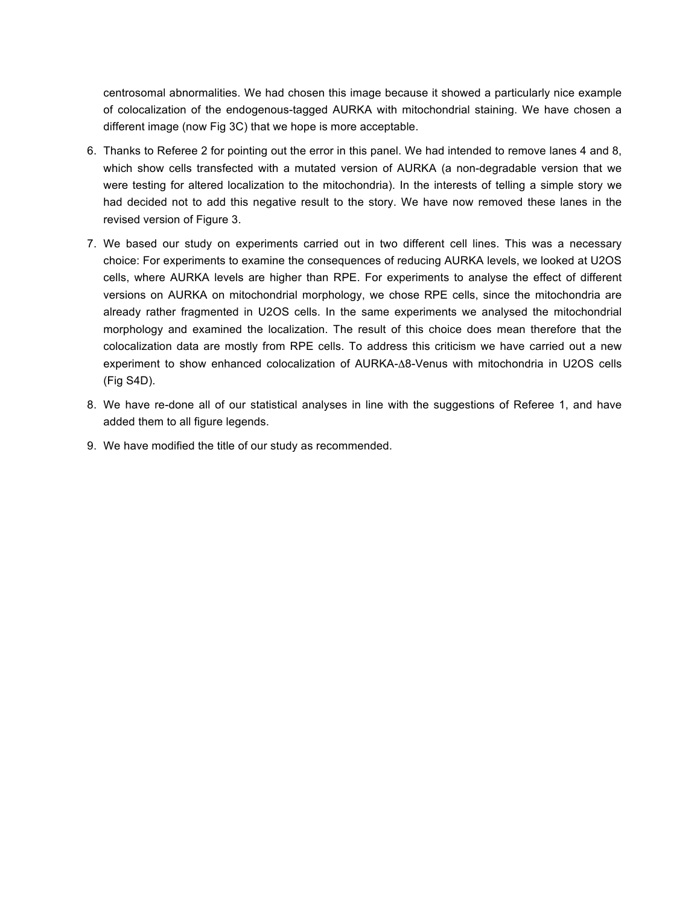centrosomal abnormalities. We had chosen this image because it showed a particularly nice example of colocalization of the endogenous-tagged AURKA with mitochondrial staining. We have chosen a different image (now Fig 3C) that we hope is more acceptable.

6. Thanks to Referee 2 for pointing out the error in this panel. We had intended to remove lanes 4 and 8, which show cells transfected with a mutated version of AURKA (a non-degradable version that we were testing for altered localization to the mitochondria). In the interests of telling a simple story we had decided not to add this negative result to the story. We have now removed these lanes in the revised version of Figure 3.
7. We based our study on experiments carried out in two different cell lines. This was a necessary choice: For experiments to examine the consequences of reducing AURKA levels, we looked at U2OS cells, where AURKA levels are higher than RPE. For experiments to analyse the effect of different versions on AURKA on mitochondrial morphology, we chose RPE cells, since the mitochondria are already rather fragmented in U2OS cells. In the same experiments we analysed the mitochondrial morphology and examined the localization. The result of this choice does mean therefore that the colocalization data are mostly from RPE cells. To address this criticism we have carried out a new experiment to show enhanced colocalization of AURKA-Δ8-Venus with mitochondria in U2OS cells (Fig S4D).
8. We have re-done all of our statistical analyses in line with the suggestions of Referee 1, and have added them to all figure legends.
9. We have modified the title of our study as recommended.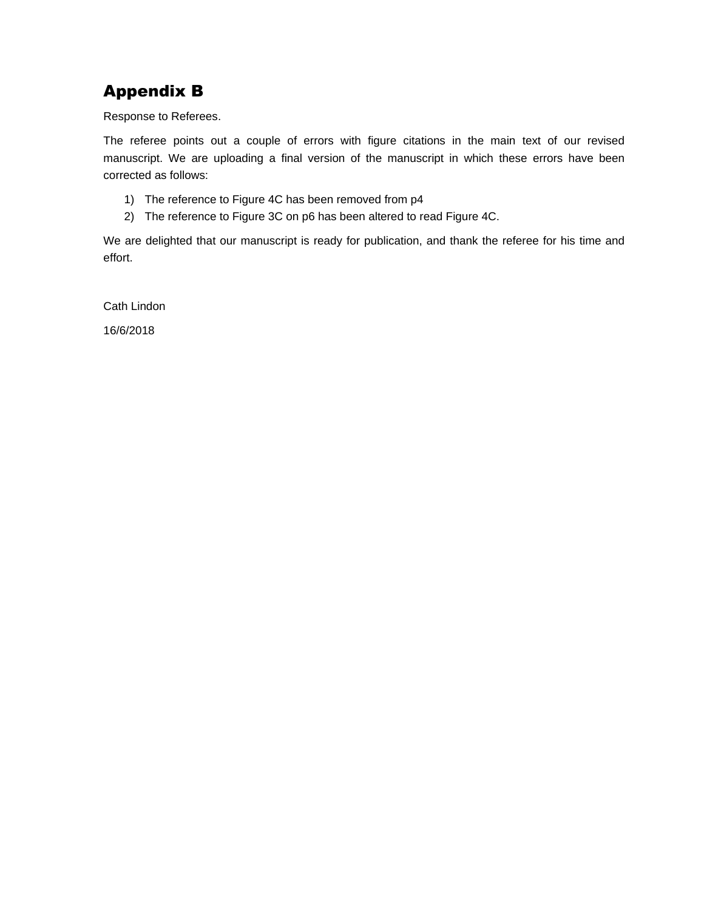## Appendix B

Response to Referees.

The referee points out a couple of errors with figure citations in the main text of our revised manuscript. We are uploading a final version of the manuscript in which these errors have been corrected as follows:

1) The reference to Figure 4C has been removed from p4
2) The reference to Figure 3C on p6 has been altered to read Figure 4C.

We are delighted that our manuscript is ready for publication, and thank the referee for his time and effort.

Cath Lindon

16/6/2018